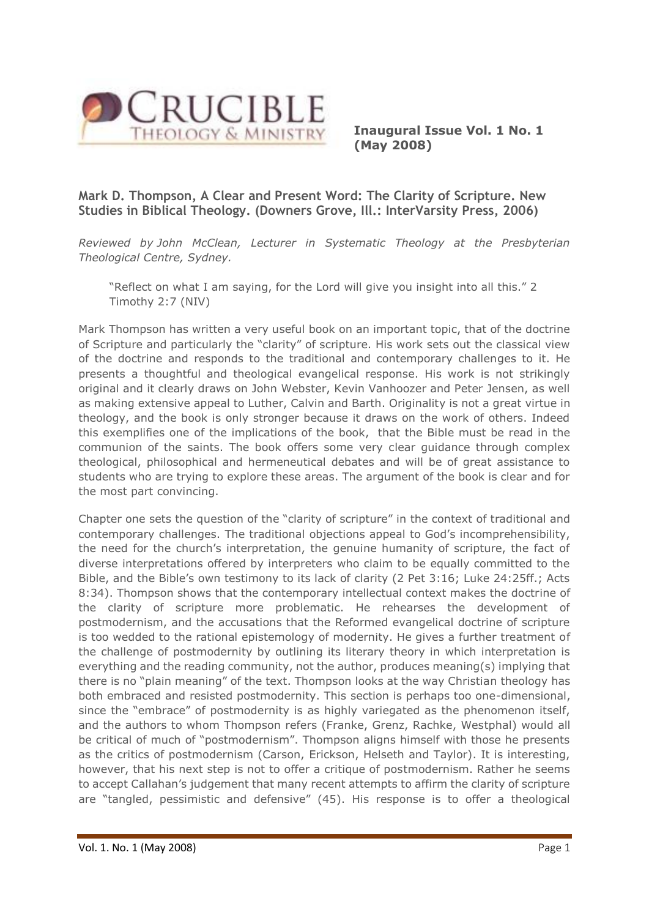**Inaugural Issue Vol. 1 No. 1 (May 2008)**

## Mark D. Thompson, A Clear and Present Word: The Clarity of Scripture. New Studies in Biblical Theology. (Downers Grove, Ill.: InterVarsity Press, 2006)

*Reviewed by John McClean, Lecturer in Systematic Theology at the Presbyterian Theological Centre, Sydney.*

> "Reflect on what I am saying, for the Lord will give you insight into all this." 2 Timothy 2:7 (NIV)

Mark Thompson has written a very useful book on an important topic, that of the doctrine of Scripture and particularly the "clarity" of scripture. His work sets out the classical view of the doctrine and responds to the traditional and contemporary challenges to it. He presents a thoughtful and theological evangelical response. His work is not strikingly original and it clearly draws on John Webster, Kevin Vanhoozer and Peter Jensen, as well as making extensive appeal to Luther, Calvin and Barth. Originality is not a great virtue in theology, and the book is only stronger because it draws on the work of others. Indeed this exemplifies one of the implications of the book, that the Bible must be read in the communion of the saints. The book offers some very clear guidance through complex theological, philosophical and hermeneutical debates and will be of great assistance to students who are trying to explore these areas. The argument of the book is clear and for the most part convincing.

Chapter one sets the question of the "clarity of scripture" in the context of traditional and contemporary challenges. The traditional objections appeal to God's incomprehensibility, the need for the church's interpretation, the genuine humanity of scripture, the fact of diverse interpretations offered by interpreters who claim to be equally committed to the Bible, and the Bible's own testimony to its lack of clarity (2 Pet 3:16; Luke 24:25ff.; Acts 8:34). Thompson shows that the contemporary intellectual context makes the doctrine of the clarity of scripture more problematic. He rehearses the development of postmodernism, and the accusations that the Reformed evangelical doctrine of scripture is too wedded to the rational epistemology of modernity. He gives a further treatment of the challenge of postmodernity by outlining its literary theory in which interpretation is everything and the reading community, not the author, produces meaning(s) implying that there is no "plain meaning" of the text. Thompson looks at the way Christian theology has both embraced and resisted postmodernity. This section is perhaps too one-dimensional, since the "embrace" of postmodernity is as highly variegated as the phenomenon itself, and the authors to whom Thompson refers (Franke, Grenz, Rachke, Westphal) would all be critical of much of "postmodernism". Thompson aligns himself with those he presents as the critics of postmodernism (Carson, Erickson, Helseth and Taylor). It is interesting, however, that his next step is not to offer a critique of postmodernism. Rather he seems to accept Callahan's judgement that many recent attempts to affirm the clarity of scripture are "tangled, pessimistic and defensive" (45). His response is to offer a theological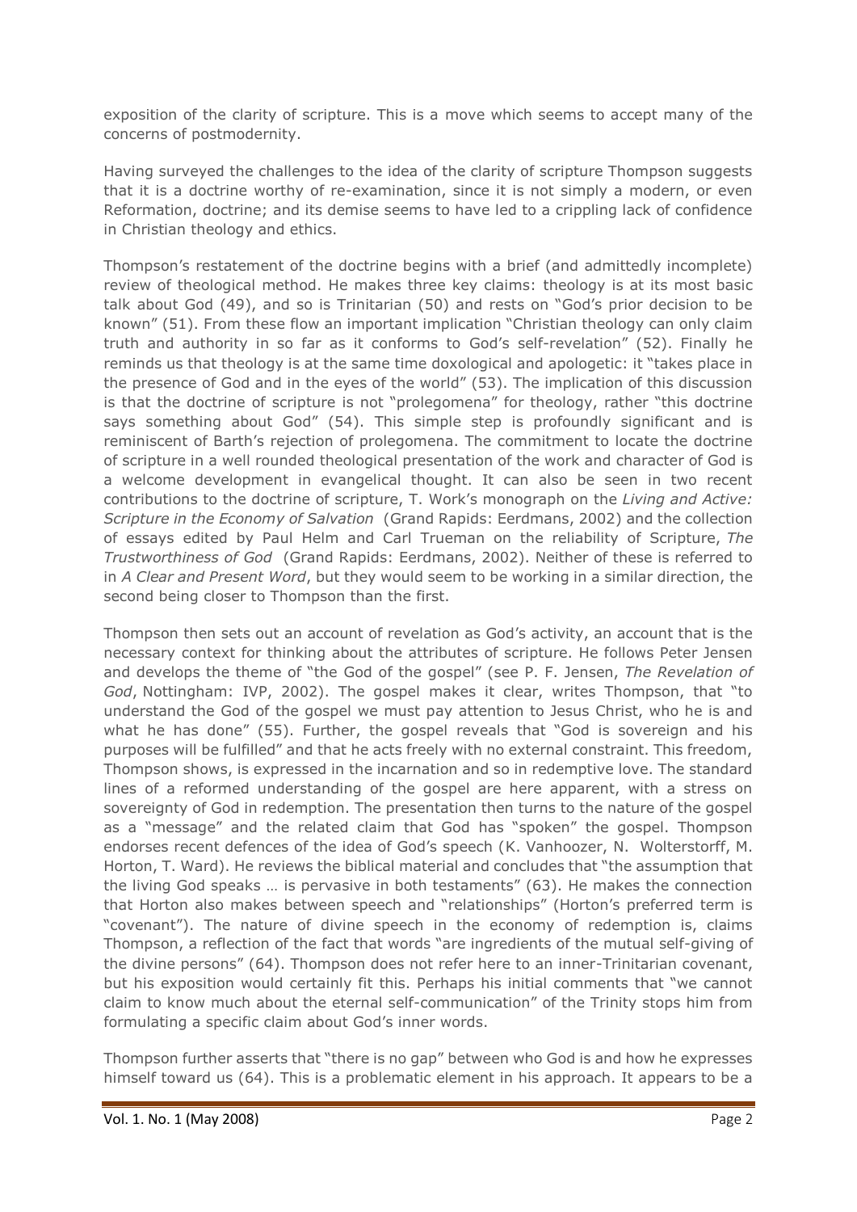exposition of the clarity of scripture. This is a move which seems to accept many of the concerns of postmodernity.

Having surveyed the challenges to the idea of the clarity of scripture Thompson suggests that it is a doctrine worthy of re-examination, since it is not simply a modern, or even Reformation, doctrine; and its demise seems to have led to a crippling lack of confidence in Christian theology and ethics.

Thompson's restatement of the doctrine begins with a brief (and admittedly incomplete) review of theological method. He makes three key claims: theology is at its most basic talk about God (49), and so is Trinitarian (50) and rests on "God's prior decision to be known" (51). From these flow an important implication "Christian theology can only claim truth and authority in so far as it conforms to God's self-revelation" (52). Finally he reminds us that theology is at the same time doxological and apologetic: it "takes place in the presence of God and in the eyes of the world" (53). The implication of this discussion is that the doctrine of scripture is not "prolegomena" for theology, rather "this doctrine says something about God" (54). This simple step is profoundly significant and is reminiscent of Barth's rejection of prolegomena. The commitment to locate the doctrine of scripture in a well rounded theological presentation of the work and character of God is a welcome development in evangelical thought. It can also be seen in two recent contributions to the doctrine of scripture, T. Work's monograph on the *Living and Active: Scripture in the Economy of Salvation* (Grand Rapids: Eerdmans, 2002) and the collection of essays edited by Paul Helm and Carl Trueman on the reliability of Scripture, *The Trustworthiness of God* (Grand Rapids: Eerdmans, 2002). Neither of these is referred to in *A Clear and Present Word*, but they would seem to be working in a similar direction, the second being closer to Thompson than the first.

Thompson then sets out an account of revelation as God's activity, an account that is the necessary context for thinking about the attributes of scripture. He follows Peter Jensen and develops the theme of "the God of the gospel" (see P. F. Jensen, *The Revelation of God*, Nottingham: IVP, 2002). The gospel makes it clear, writes Thompson, that "to understand the God of the gospel we must pay attention to Jesus Christ, who he is and what he has done" (55). Further, the gospel reveals that "God is sovereign and his purposes will be fulfilled" and that he acts freely with no external constraint. This freedom, Thompson shows, is expressed in the incarnation and so in redemptive love. The standard lines of a reformed understanding of the gospel are here apparent, with a stress on sovereignty of God in redemption. The presentation then turns to the nature of the gospel as a "message" and the related claim that God has "spoken" the gospel. Thompson endorses recent defences of the idea of God's speech (K. Vanhoozer, N. Wolterstorff, M. Horton, T. Ward). He reviews the biblical material and concludes that "the assumption that the living God speaks … is pervasive in both testaments" (63). He makes the connection that Horton also makes between speech and "relationships" (Horton's preferred term is "covenant"). The nature of divine speech in the economy of redemption is, claims Thompson, a reflection of the fact that words "are ingredients of the mutual self-giving of the divine persons" (64). Thompson does not refer here to an inner-Trinitarian covenant, but his exposition would certainly fit this. Perhaps his initial comments that "we cannot claim to know much about the eternal self-communication" of the Trinity stops him from formulating a specific claim about God's inner words.

Thompson further asserts that "there is no gap" between who God is and how he expresses himself toward us (64). This is a problematic element in his approach. It appears to be a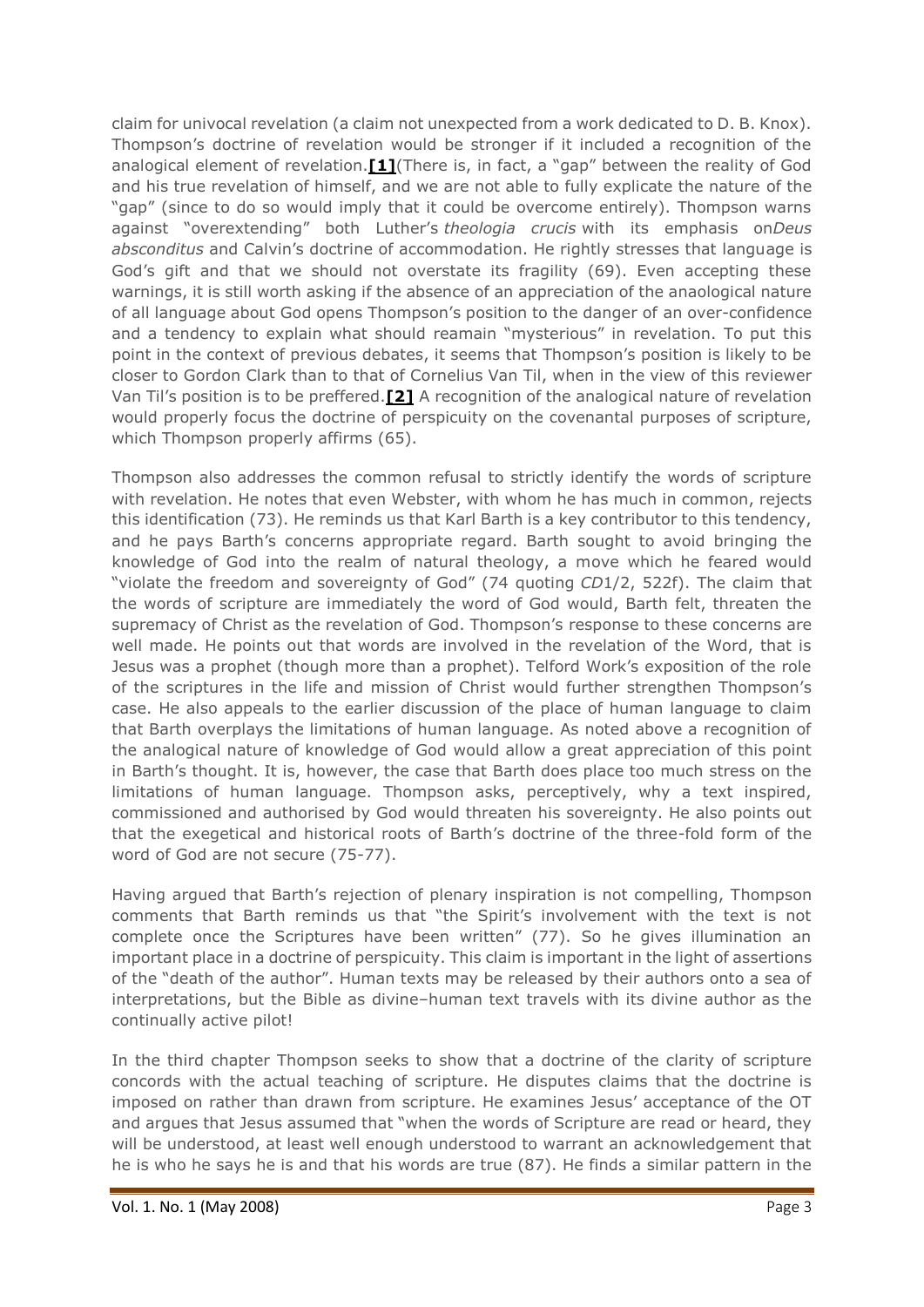claim for univocal revelation (a claim not unexpected from a work dedicated to D. B. Knox). Thompson's doctrine of revelation would be stronger if it included a recognition of the analogical element of revelation.**[1]**(There is, in fact, a "gap" between the reality of God and his true revelation of himself, and we are not able to fully explicate the nature of the "gap" (since to do so would imply that it could be overcome entirely). Thompson warns against "overextending" both Luther's *theologia crucis* with its emphasis on*Deus absconditus* and Calvin's doctrine of accommodation. He rightly stresses that language is God's gift and that we should not overstate its fragility (69). Even accepting these warnings, it is still worth asking if the absence of an appreciation of the anaological nature of all language about God opens Thompson's position to the danger of an over-confidence and a tendency to explain what should reamain "mysterious" in revelation. To put this point in the context of previous debates, it seems that Thompson's position is likely to be closer to Gordon Clark than to that of Cornelius Van Til, when in the view of this reviewer Van Til's position is to be preffered.**[2]** A recognition of the analogical nature of revelation would properly focus the doctrine of perspicuity on the covenantal purposes of scripture, which Thompson properly affirms (65).

Thompson also addresses the common refusal to strictly identify the words of scripture with revelation. He notes that even Webster, with whom he has much in common, rejects this identification (73). He reminds us that Karl Barth is a key contributor to this tendency, and he pays Barth's concerns appropriate regard. Barth sought to avoid bringing the knowledge of God into the realm of natural theology, a move which he feared would "violate the freedom and sovereignty of God" (74 quoting *CD*1/2, 522f). The claim that the words of scripture are immediately the word of God would, Barth felt, threaten the supremacy of Christ as the revelation of God. Thompson's response to these concerns are well made. He points out that words are involved in the revelation of the Word, that is Jesus was a prophet (though more than a prophet). Telford Work's exposition of the role of the scriptures in the life and mission of Christ would further strengthen Thompson's case. He also appeals to the earlier discussion of the place of human language to claim that Barth overplays the limitations of human language. As noted above a recognition of the analogical nature of knowledge of God would allow a great appreciation of this point in Barth's thought. It is, however, the case that Barth does place too much stress on the limitations of human language. Thompson asks, perceptively, why a text inspired, commissioned and authorised by God would threaten his sovereignty. He also points out that the exegetical and historical roots of Barth's doctrine of the three-fold form of the word of God are not secure (75-77).

Having argued that Barth's rejection of plenary inspiration is not compelling, Thompson comments that Barth reminds us that "the Spirit's involvement with the text is not complete once the Scriptures have been written" (77). So he gives illumination an important place in a doctrine of perspicuity. This claim is important in the light of assertions of the "death of the author". Human texts may be released by their authors onto a sea of interpretations, but the Bible as divine–human text travels with its divine author as the continually active pilot!

In the third chapter Thompson seeks to show that a doctrine of the clarity of scripture concords with the actual teaching of scripture. He disputes claims that the doctrine is imposed on rather than drawn from scripture. He examines Jesus' acceptance of the OT and argues that Jesus assumed that "when the words of Scripture are read or heard, they will be understood, at least well enough understood to warrant an acknowledgement that he is who he says he is and that his words are true (87). He finds a similar pattern in the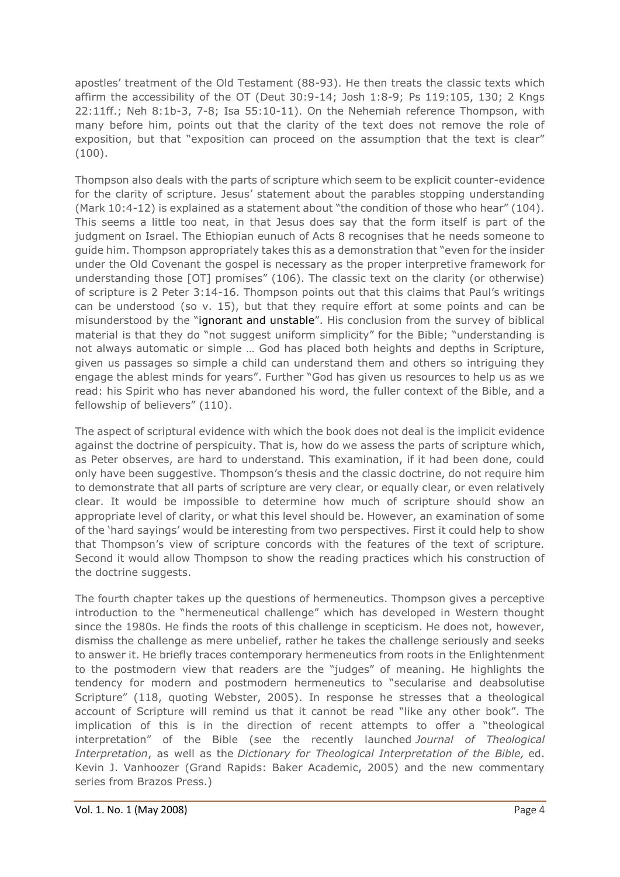apostles' treatment of the Old Testament (88-93). He then treats the classic texts which affirm the accessibility of the OT (Deut 30:9-14; Josh 1:8-9; Ps 119:105, 130; 2 Kngs 22:11ff.; Neh 8:1b-3, 7-8; Isa 55:10-11). On the Nehemiah reference Thompson, with many before him, points out that the clarity of the text does not remove the role of exposition, but that "exposition can proceed on the assumption that the text is clear" (100).

Thompson also deals with the parts of scripture which seem to be explicit counter-evidence for the clarity of scripture. Jesus' statement about the parables stopping understanding (Mark 10:4-12) is explained as a statement about "the condition of those who hear" (104). This seems a little too neat, in that Jesus does say that the form itself is part of the judgment on Israel. The Ethiopian eunuch of Acts 8 recognises that he needs someone to guide him. Thompson appropriately takes this as a demonstration that "even for the insider under the Old Covenant the gospel is necessary as the proper interpretive framework for understanding those [OT] promises" (106). The classic text on the clarity (or otherwise) of scripture is 2 Peter 3:14-16. Thompson points out that this claims that Paul's writings can be understood (so v. 15), but that they require effort at some points and can be misunderstood by the "ignorant and unstable". His conclusion from the survey of biblical material is that they do "not suggest uniform simplicity" for the Bible; "understanding is not always automatic or simple … God has placed both heights and depths in Scripture, given us passages so simple a child can understand them and others so intriguing they engage the ablest minds for years". Further "God has given us resources to help us as we read: his Spirit who has never abandoned his word, the fuller context of the Bible, and a fellowship of believers" (110).

The aspect of scriptural evidence with which the book does not deal is the implicit evidence against the doctrine of perspicuity. That is, how do we assess the parts of scripture which, as Peter observes, are hard to understand. This examination, if it had been done, could only have been suggestive. Thompson's thesis and the classic doctrine, do not require him to demonstrate that all parts of scripture are very clear, or equally clear, or even relatively clear. It would be impossible to determine how much of scripture should show an appropriate level of clarity, or what this level should be. However, an examination of some of the 'hard sayings' would be interesting from two perspectives. First it could help to show that Thompson's view of scripture concords with the features of the text of scripture. Second it would allow Thompson to show the reading practices which his construction of the doctrine suggests.

The fourth chapter takes up the questions of hermeneutics. Thompson gives a perceptive introduction to the "hermeneutical challenge" which has developed in Western thought since the 1980s. He finds the roots of this challenge in scepticism. He does not, however, dismiss the challenge as mere unbelief, rather he takes the challenge seriously and seeks to answer it. He briefly traces contemporary hermeneutics from roots in the Enlightenment to the postmodern view that readers are the "judges" of meaning. He highlights the tendency for modern and postmodern hermeneutics to "secularise and deabsolutise Scripture" (118, quoting Webster, 2005). In response he stresses that a theological account of Scripture will remind us that it cannot be read "like any other book". The implication of this is in the direction of recent attempts to offer a "theological interpretation" of the Bible (see the recently launched *Journal of Theological Interpretation*, as well as the *Dictionary for Theological Interpretation of the Bible,* ed. Kevin J. Vanhoozer (Grand Rapids: Baker Academic, 2005) and the new commentary series from Brazos Press.)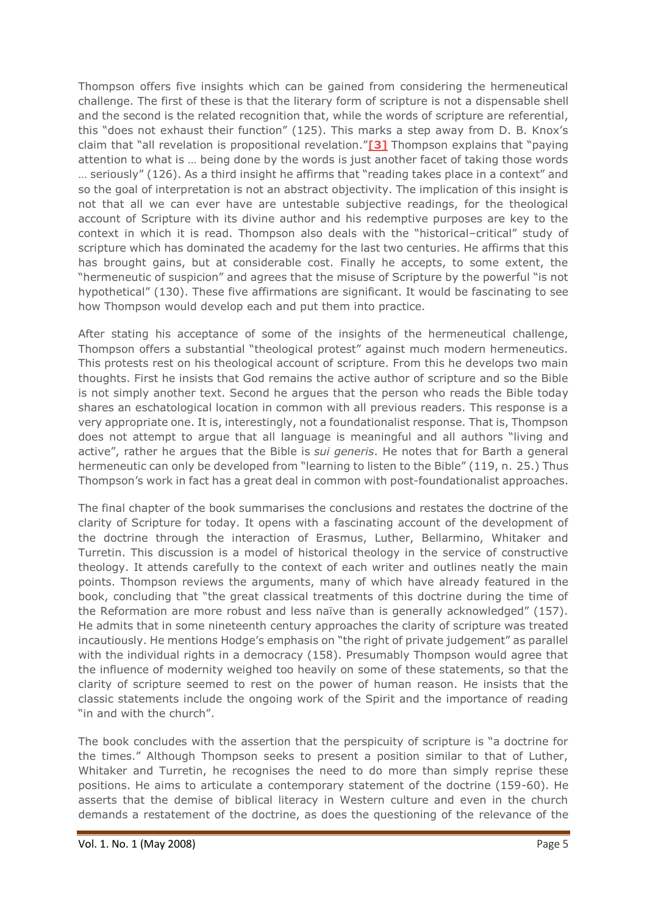Thompson offers five insights which can be gained from considering the hermeneutical challenge. The first of these is that the literary form of scripture is not a dispensable shell and the second is the related recognition that, while the words of scripture are referential, this "does not exhaust their function" (125). This marks a step away from D. B. Knox's claim that "all revelation is propositional revelation."[3] Thompson explains that "paying attention to what is … being done by the words is just another facet of taking those words … seriously" (126). As a third insight he affirms that "reading takes place in a context" and so the goal of interpretation is not an abstract objectivity. The implication of this insight is not that all we can ever have are untestable subjective readings, for the theological account of Scripture with its divine author and his redemptive purposes are key to the context in which it is read. Thompson also deals with the "historical–critical" study of scripture which has dominated the academy for the last two centuries. He affirms that this has brought gains, but at considerable cost. Finally he accepts, to some extent, the "hermeneutic of suspicion" and agrees that the misuse of Scripture by the powerful "is not hypothetical" (130). These five affirmations are significant. It would be fascinating to see how Thompson would develop each and put them into practice.

After stating his acceptance of some of the insights of the hermeneutical challenge, Thompson offers a substantial "theological protest" against much modern hermeneutics. This protests rest on his theological account of scripture. From this he develops two main thoughts. First he insists that God remains the active author of scripture and so the Bible is not simply another text. Second he argues that the person who reads the Bible today shares an eschatological location in common with all previous readers. This response is a very appropriate one. It is, interestingly, not a foundationalist response. That is, Thompson does not attempt to argue that all language is meaningful and all authors "living and active", rather he argues that the Bible is *sui generis*. He notes that for Barth a general hermeneutic can only be developed from "learning to listen to the Bible" (119, n. 25.) Thus Thompson's work in fact has a great deal in common with post-foundationalist approaches.

The final chapter of the book summarises the conclusions and restates the doctrine of the clarity of Scripture for today. It opens with a fascinating account of the development of the doctrine through the interaction of Erasmus, Luther, Bellarmino, Whitaker and Turretin. This discussion is a model of historical theology in the service of constructive theology. It attends carefully to the context of each writer and outlines neatly the main points. Thompson reviews the arguments, many of which have already featured in the book, concluding that "the great classical treatments of this doctrine during the time of the Reformation are more robust and less naïve than is generally acknowledged" (157). He admits that in some nineteenth century approaches the clarity of scripture was treated incautiously. He mentions Hodge's emphasis on "the right of private judgement" as parallel with the individual rights in a democracy (158). Presumably Thompson would agree that the influence of modernity weighed too heavily on some of these statements, so that the clarity of scripture seemed to rest on the power of human reason. He insists that the classic statements include the ongoing work of the Spirit and the importance of reading "in and with the church".

The book concludes with the assertion that the perspicuity of scripture is "a doctrine for the times." Although Thompson seeks to present a position similar to that of Luther, Whitaker and Turretin, he recognises the need to do more than simply reprise these positions. He aims to articulate a contemporary statement of the doctrine (159-60). He asserts that the demise of biblical literacy in Western culture and even in the church demands a restatement of the doctrine, as does the questioning of the relevance of the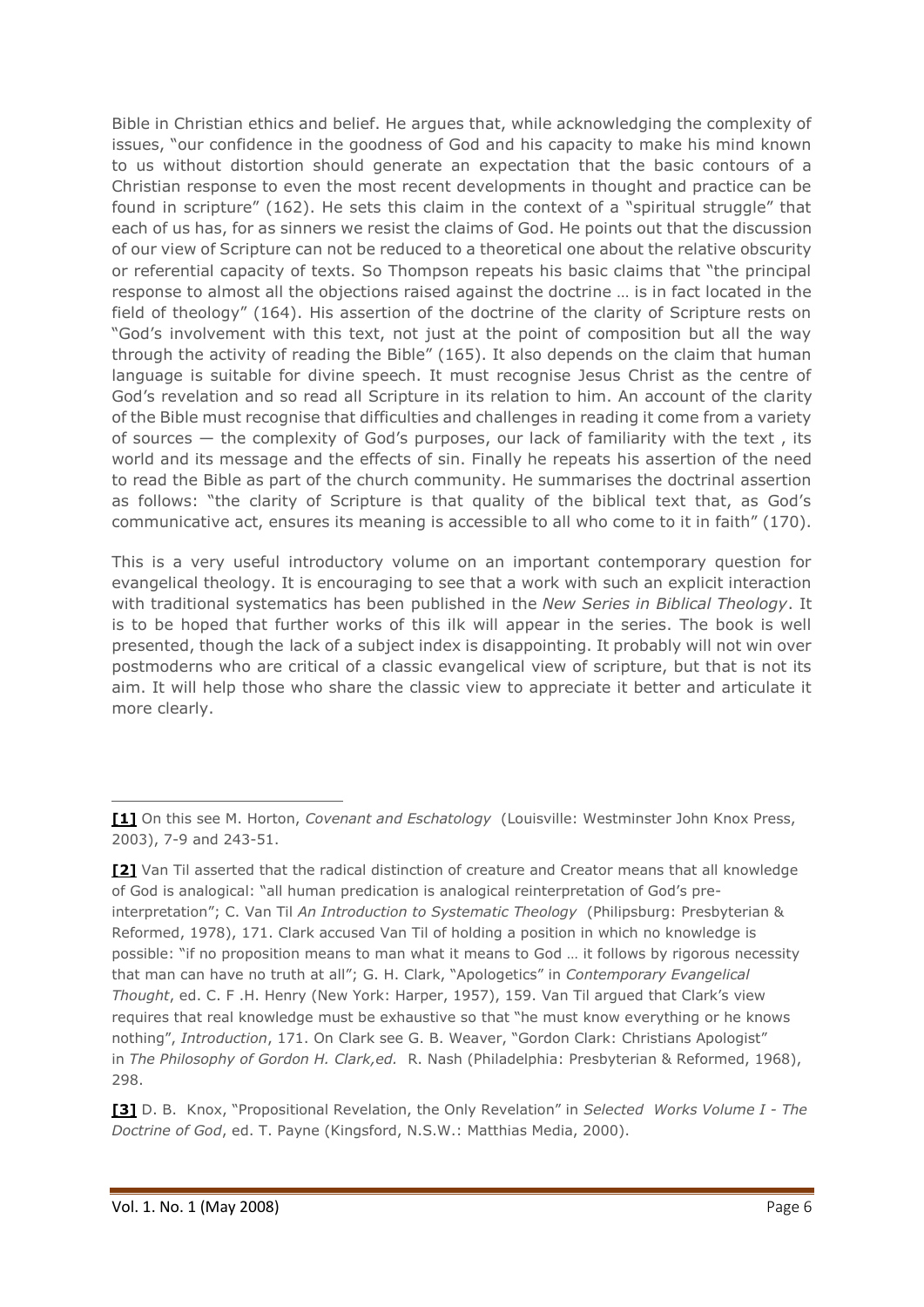Bible in Christian ethics and belief. He argues that, while acknowledging the complexity of issues, "our confidence in the goodness of God and his capacity to make his mind known to us without distortion should generate an expectation that the basic contours of a Christian response to even the most recent developments in thought and practice can be found in scripture" (162). He sets this claim in the context of a "spiritual struggle" that each of us has, for as sinners we resist the claims of God. He points out that the discussion of our view of Scripture can not be reduced to a theoretical one about the relative obscurity or referential capacity of texts. So Thompson repeats his basic claims that "the principal response to almost all the objections raised against the doctrine … is in fact located in the field of theology" (164). His assertion of the doctrine of the clarity of Scripture rests on "God's involvement with this text, not just at the point of composition but all the way through the activity of reading the Bible" (165). It also depends on the claim that human language is suitable for divine speech. It must recognise Jesus Christ as the centre of God's revelation and so read all Scripture in its relation to him. An account of the clarity of the Bible must recognise that difficulties and challenges in reading it come from a variety of sources — the complexity of God's purposes, our lack of familiarity with the text , its world and its message and the effects of sin. Finally he repeats his assertion of the need to read the Bible as part of the church community. He summarises the doctrinal assertion as follows: "the clarity of Scripture is that quality of the biblical text that, as God's communicative act, ensures its meaning is accessible to all who come to it in faith" (170).

This is a very useful introductory volume on an important contemporary question for evangelical theology. It is encouraging to see that a work with such an explicit interaction with traditional systematics has been published in the *New Series in Biblical Theology*. It is to be hoped that further works of this ilk will appear in the series. The book is well presented, though the lack of a subject index is disappointing. It probably will not win over postmoderns who are critical of a classic evangelical view of scripture, but that is not its aim. It will help those who share the classic view to appreciate it better and articulate it more clearly.

---

**[1]** On this see M. Horton, *Covenant and Eschatology* (Louisville: Westminster John Knox Press, 2003), 7-9 and 243-51.

**[2]** Van Til asserted that the radical distinction of creature and Creator means that all knowledge of God is analogical: "all human predication is analogical reinterpretation of God's pre-interpretation"; C. Van Til *An Introduction to Systematic Theology* (Philipsburg: Presbyterian & Reformed, 1978), 171. Clark accused Van Til of holding a position in which no knowledge is possible: "if no proposition means to man what it means to God … it follows by rigorous necessity that man can have no truth at all"; G. H. Clark, "Apologetics" in *Contemporary Evangelical Thought*, ed. C. F .H. Henry (New York: Harper, 1957), 159. Van Til argued that Clark's view requires that real knowledge must be exhaustive so that "he must know everything or he knows nothing", *Introduction*, 171. On Clark see G. B. Weaver, "Gordon Clark: Christians Apologist" in *The Philosophy of Gordon H. Clark,ed.* R. Nash (Philadelphia: Presbyterian & Reformed, 1968), 298.

**[3]** D. B. Knox, "Propositional Revelation, the Only Revelation" in *Selected Works Volume I - The Doctrine of God*, ed. T. Payne (Kingsford, N.S.W.: Matthias Media, 2000).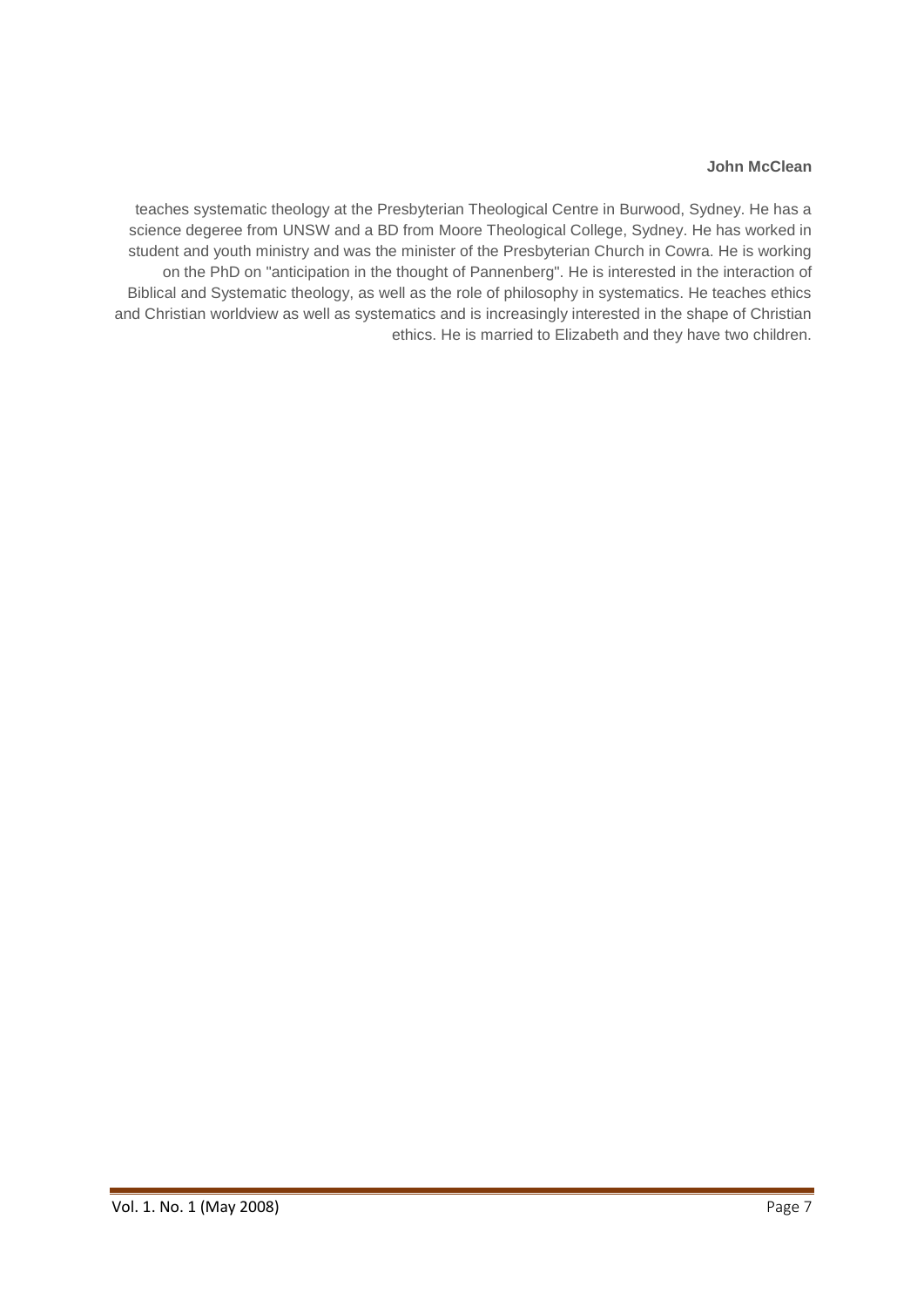**John McClean**

teaches systematic theology at the Presbyterian Theological Centre in Burwood, Sydney. He has a science degeree from UNSW and a BD from Moore Theological College, Sydney. He has worked in student and youth ministry and was the minister of the Presbyterian Church in Cowra. He is working on the PhD on "anticipation in the thought of Pannenberg". He is interested in the interaction of Biblical and Systematic theology, as well as the role of philosophy in systematics. He teaches ethics and Christian worldview as well as systematics and is increasingly interested in the shape of Christian ethics. He is married to Elizabeth and they have two children.